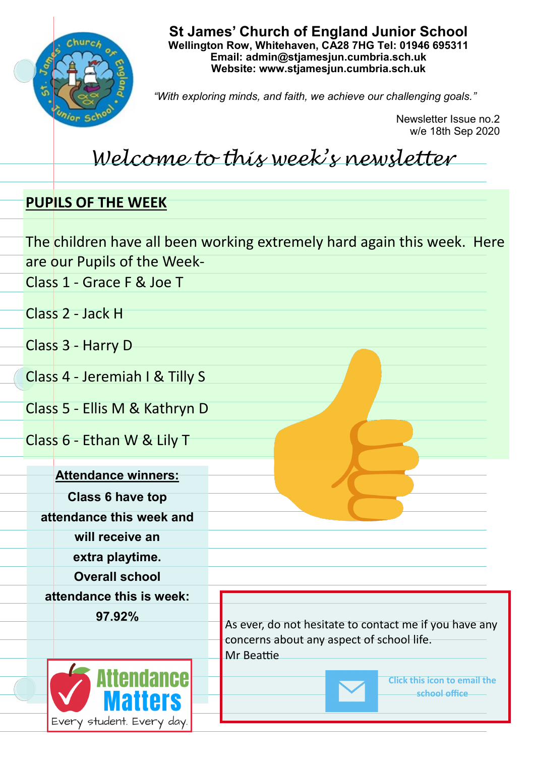# St James' Church of England Junior School

**Wellington Row, Whitehaven, CA28 7HG Tel: 01946 695311**
**Email: admin@stjamesjun.cumbria.sch.uk**
**Website: www.stjamesjun.cumbria.sch.uk**

*"With exploring minds, and faith, we achieve our challenging goals."*

Newsletter Issue no.2
w/e 18th Sep 2020

## *Welcome to this week's newsletter*

### PUPILS OF THE WEEK

The children have all been working extremely hard again this week. Here are our Pupils of the Week-

Class 1 - Grace F & Joe T

Class 2 - Jack H

Class 3 - Harry D

Class 4 - Jeremiah I & Tilly S

Class 5 - Ellis M & Kathryn D

Class 6 - Ethan W & Lily T

**Attendance winners:**

**Class 6 have top attendance this week and will receive an extra playtime.**

**Overall school attendance this is week: 97.92%**

Attendance Matters

Every student. Every day.

As ever, do not hesitate to contact me if you have any concerns about any aspect of school life.
Mr Beattie

Click this icon to email the school office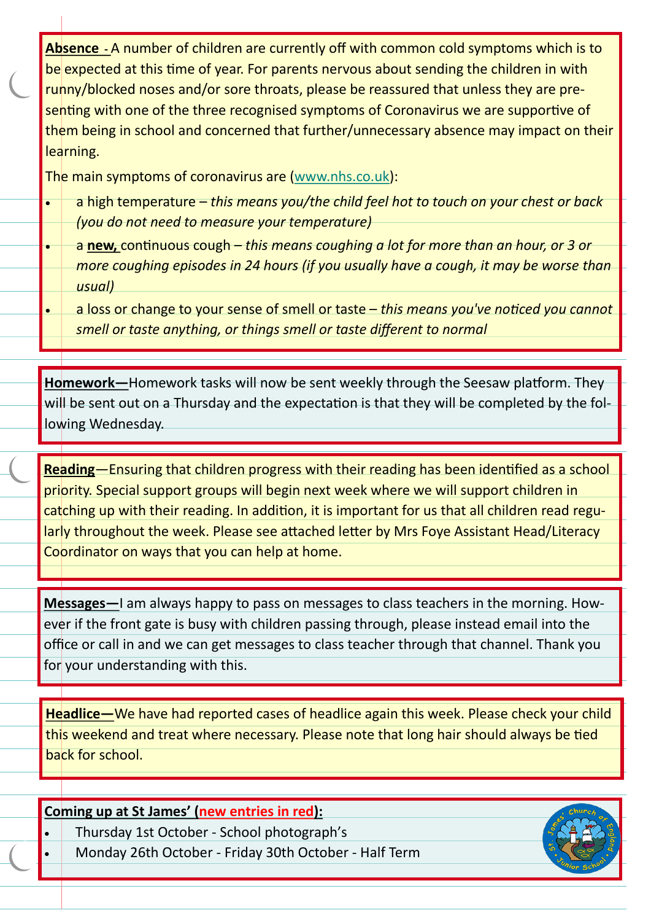**Absence** - A number of children are currently off with common cold symptoms which is to be expected at this time of year. For parents nervous about sending the children in with runny/blocked noses and/or sore throats, please be reassured that unless they are presenting with one of the three recognised symptoms of Coronavirus we are supportive of them being in school and concerned that further/unnecessary absence may impact on their learning.

The main symptoms of coronavirus are (www.nhs.co.uk):

- a high temperature – *this means you/the child feel hot to touch on your chest or back (you do not need to measure your temperature)*
- a **new,** continuous cough – *this means coughing a lot for more than an hour, or 3 or more coughing episodes in 24 hours (if you usually have a cough, it may be worse than usual)*
- a loss or change to your sense of smell or taste – *this means you've noticed you cannot smell or taste anything, or things smell or taste different to normal*

**Homework—** Homework tasks will now be sent weekly through the Seesaw platform. They will be sent out on a Thursday and the expectation is that they will be completed by the following Wednesday.

**Reading**—Ensuring that children progress with their reading has been identified as a school priority. Special support groups will begin next week where we will support children in catching up with their reading. In addition, it is important for us that all children read regularly throughout the week. Please see attached letter by Mrs Foye Assistant Head/Literacy Coordinator on ways that you can help at home.

**Messages—** I am always happy to pass on messages to class teachers in the morning. However if the front gate is busy with children passing through, please instead email into the office or call in and we can get messages to class teacher through that channel. Thank you for your understanding with this.

**Headlice—** We have had reported cases of headlice again this week. Please check your child this weekend and treat where necessary. Please note that long hair should always be tied back for school.

**Coming up at St James' (new entries in red):**

- Thursday 1st October - School photograph's
- Monday 26th October - Friday 30th October - Half Term

St. James' Church of England Junior School